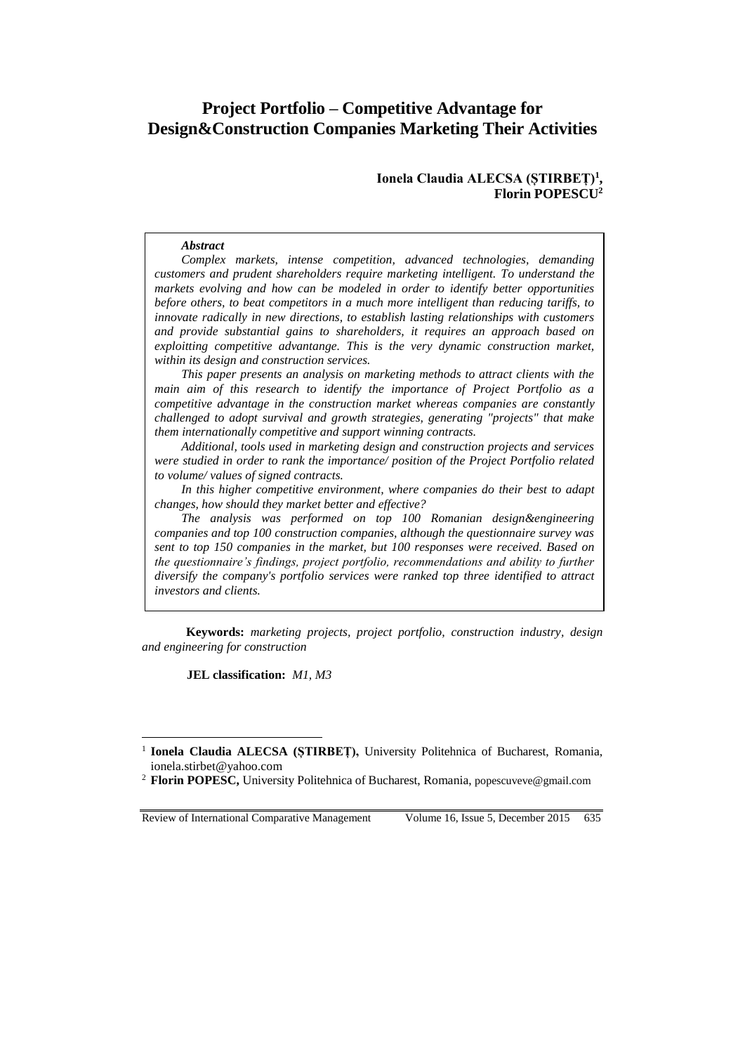# Project Portfolio – Competitive Advantage for Design&Construction Companies Marketing Their Activities

**Ionela Claudia ALECSA (ȘTIRBEȚ)[1], Florin POPESCU[2]**

***Abstract***

*Complex markets, intense competition, advanced technologies, demanding customers and prudent shareholders require marketing intelligent. To understand the markets evolving and how can be modeled in order to identify better opportunities before others, to beat competitors in a much more intelligent than reducing tariffs, to innovate radically in new directions, to establish lasting relationships with customers and provide substantial gains to shareholders, it requires an approach based on exploitting competitive advantange. This is the very dynamic construction market, within its design and construction services.*

*This paper presents an analysis on marketing methods to attract clients with the main aim of this research to identify the importance of Project Portfolio as a competitive advantage in the construction market whereas companies are constantly challenged to adopt survival and growth strategies, generating "projects" that make them internationally competitive and support winning contracts.*

*Additional, tools used in marketing design and construction projects and services were studied in order to rank the importance/ position of the Project Portfolio related to volume/ values of signed contracts.*

*In this higher competitive environment, where companies do their best to adapt changes, how should they market better and effective?*

*The analysis was performed on top 100 Romanian design&engineering companies and top 100 construction companies, although the questionnaire survey was sent to top 150 companies in the market, but 100 responses were received. Based on the questionnaire's findings, project portfolio, recommendations and ability to further diversify the company's portfolio services were ranked top three identified to attract investors and clients.*

**Keywords:** *marketing projects, project portfolio, construction industry, design and engineering for construction*

**JEL classification:** *M1, M3*

---

[1] **Ionela Claudia ALECSA (ȘTIRBEȚ),** University Politehnica of Bucharest, Romania, ionela.stirbet@yahoo.com

[2] **Florin POPESC,** University Politehnica of Bucharest, Romania, popescuveve@gmail.com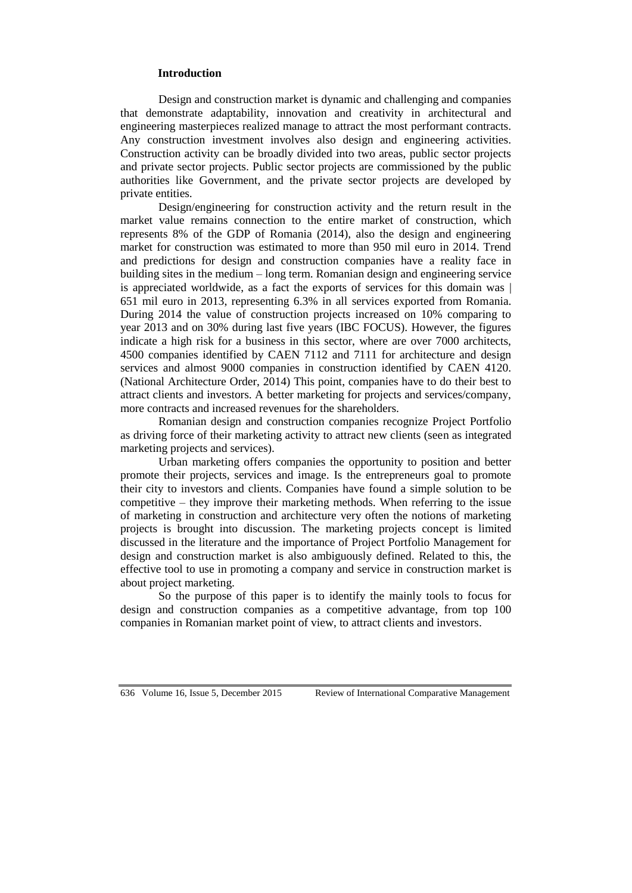## Introduction

Design and construction market is dynamic and challenging and companies that demonstrate adaptability, innovation and creativity in architectural and engineering masterpieces realized manage to attract the most performant contracts. Any construction investment involves also design and engineering activities. Construction activity can be broadly divided into two areas, public sector projects and private sector projects. Public sector projects are commissioned by the public authorities like Government, and the private sector projects are developed by private entities.

Design/engineering for construction activity and the return result in the market value remains connection to the entire market of construction, which represents 8% of the GDP of Romania (2014), also the design and engineering market for construction was estimated to more than 950 mil euro in 2014. Trend and predictions for design and construction companies have a reality face in building sites in the medium – long term. Romanian design and engineering service is appreciated worldwide, as a fact the exports of services for this domain was | 651 mil euro in 2013, representing 6.3% in all services exported from Romania. During 2014 the value of construction projects increased on 10% comparing to year 2013 and on 30% during last five years (IBC FOCUS). However, the figures indicate a high risk for a business in this sector, where are over 7000 architects, 4500 companies identified by CAEN 7112 and 7111 for architecture and design services and almost 9000 companies in construction identified by CAEN 4120. (National Architecture Order, 2014) This point, companies have to do their best to attract clients and investors. A better marketing for projects and services/company, more contracts and increased revenues for the shareholders.

Romanian design and construction companies recognize Project Portfolio as driving force of their marketing activity to attract new clients (seen as integrated marketing projects and services).

Urban marketing offers companies the opportunity to position and better promote their projects, services and image. Is the entrepreneurs goal to promote their city to investors and clients. Companies have found a simple solution to be competitive – they improve their marketing methods. When referring to the issue of marketing in construction and architecture very often the notions of marketing projects is brought into discussion. The marketing projects concept is limited discussed in the literature and the importance of Project Portfolio Management for design and construction market is also ambiguously defined. Related to this, the effective tool to use in promoting a company and service in construction market is about project marketing.

So the purpose of this paper is to identify the mainly tools to focus for design and construction companies as a competitive advantage, from top 100 companies in Romanian market point of view, to attract clients and investors.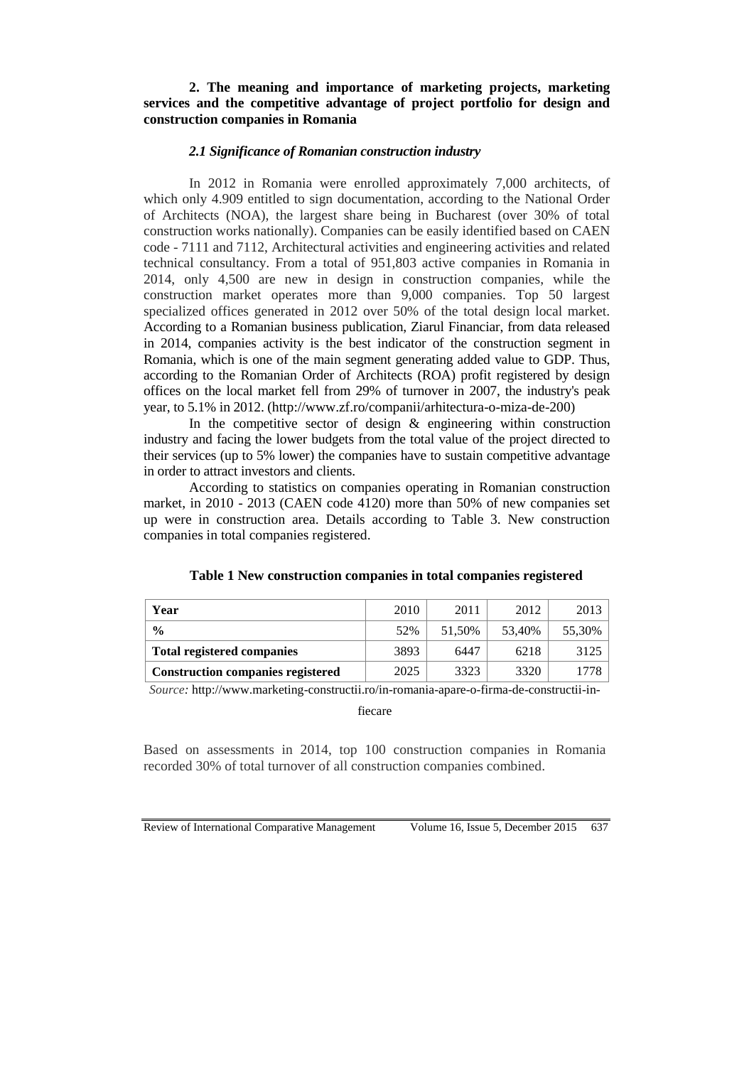### 2. The meaning and importance of marketing projects, marketing services and the competitive advantage of project portfolio for design and construction companies in Romania

#### *2.1 Significance of Romanian construction industry*

In 2012 in Romania were enrolled approximately 7,000 architects, of which only 4.909 entitled to sign documentation, according to the National Order of Architects (NOA), the largest share being in Bucharest (over 30% of total construction works nationally). Companies can be easily identified based on CAEN code - 7111 and 7112, Architectural activities and engineering activities and related technical consultancy. From a total of 951,803 active companies in Romania in 2014, only 4,500 are new in design in construction companies, while the construction market operates more than 9,000 companies. Top 50 largest specialized offices generated in 2012 over 50% of the total design local market. According to a Romanian business publication, Ziarul Financiar, from data released in 2014, companies activity is the best indicator of the construction segment in Romania, which is one of the main segment generating added value to GDP. Thus, according to the Romanian Order of Architects (ROA) profit registered by design offices on the local market fell from 29% of turnover in 2007, the industry's peak year, to 5.1% in 2012. (http://www.zf.ro/companii/arhitectura-o-miza-de-200)

In the competitive sector of design & engineering within construction industry and facing the lower budgets from the total value of the project directed to their services (up to 5% lower) the companies have to sustain competitive advantage in order to attract investors and clients.

According to statistics on companies operating in Romanian construction market, in 2010 - 2013 (CAEN code 4120) more than 50% of new companies set up were in construction area. Details according to Table 3. New construction companies in total companies registered.

**Table 1 New construction companies in total companies registered**

| Year | 2010 | 2011 | 2012 | 2013 |
|---|---|---|---|---|
| **%** | 52% | 51,50% | 53,40% | 55,30% |
| **Total registered companies** | 3893 | 6447 | 6218 | 3125 |
| **Construction companies registered** | 2025 | 3323 | 3320 | 1778 |

*Source:* http://www.marketing-constructii.ro/in-romania-apare-o-firma-de-constructii-in-fiecare

Based on assessments in 2014, top 100 construction companies in Romania recorded 30% of total turnover of all construction companies combined.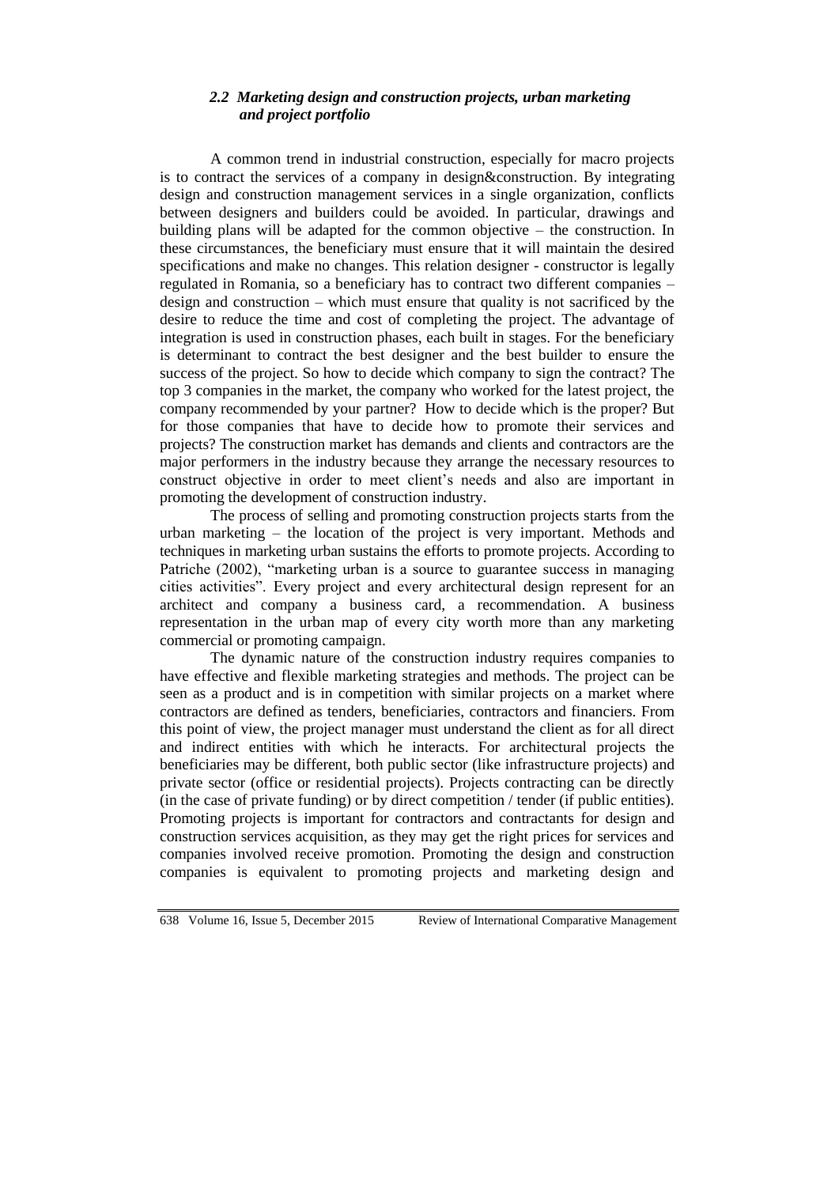### *2.2 Marketing design and construction projects, urban marketing and project portfolio*

A common trend in industrial construction, especially for macro projects is to contract the services of a company in design&construction. By integrating design and construction management services in a single organization, conflicts between designers and builders could be avoided. In particular, drawings and building plans will be adapted for the common objective – the construction. In these circumstances, the beneficiary must ensure that it will maintain the desired specifications and make no changes. This relation designer - constructor is legally regulated in Romania, so a beneficiary has to contract two different companies – design and construction – which must ensure that quality is not sacrificed by the desire to reduce the time and cost of completing the project. The advantage of integration is used in construction phases, each built in stages. For the beneficiary is determinant to contract the best designer and the best builder to ensure the success of the project. So how to decide which company to sign the contract? The top 3 companies in the market, the company who worked for the latest project, the company recommended by your partner? How to decide which is the proper? But for those companies that have to decide how to promote their services and projects? The construction market has demands and clients and contractors are the major performers in the industry because they arrange the necessary resources to construct objective in order to meet client's needs and also are important in promoting the development of construction industry.

The process of selling and promoting construction projects starts from the urban marketing – the location of the project is very important. Methods and techniques in marketing urban sustains the efforts to promote projects. According to Patriche (2002), "marketing urban is a source to guarantee success in managing cities activities". Every project and every architectural design represent for an architect and company a business card, a recommendation. A business representation in the urban map of every city worth more than any marketing commercial or promoting campaign.

The dynamic nature of the construction industry requires companies to have effective and flexible marketing strategies and methods. The project can be seen as a product and is in competition with similar projects on a market where contractors are defined as tenders, beneficiaries, contractors and financiers. From this point of view, the project manager must understand the client as for all direct and indirect entities with which he interacts. For architectural projects the beneficiaries may be different, both public sector (like infrastructure projects) and private sector (office or residential projects). Projects contracting can be directly (in the case of private funding) or by direct competition / tender (if public entities). Promoting projects is important for contractors and contractants for design and construction services acquisition, as they may get the right prices for services and companies involved receive promotion. Promoting the design and construction companies is equivalent to promoting projects and marketing design and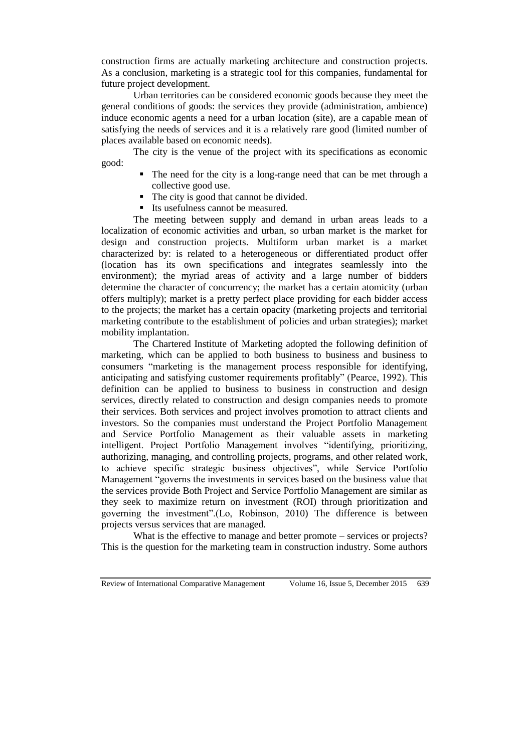construction firms are actually marketing architecture and construction projects. As a conclusion, marketing is a strategic tool for this companies, fundamental for future project development.

Urban territories can be considered economic goods because they meet the general conditions of goods: the services they provide (administration, ambience) induce economic agents a need for a urban location (site), are a capable mean of satisfying the needs of services and it is a relatively rare good (limited number of places available based on economic needs).

The city is the venue of the project with its specifications as economic good:

- The need for the city is a long-range need that can be met through a collective good use.
- The city is good that cannot be divided.
- Its usefulness cannot be measured.

The meeting between supply and demand in urban areas leads to a localization of economic activities and urban, so urban market is the market for design and construction projects. Multiform urban market is a market characterized by: is related to a heterogeneous or differentiated product offer (location has its own specifications and integrates seamlessly into the environment); the myriad areas of activity and a large number of bidders determine the character of concurrency; the market has a certain atomicity (urban offers multiply); market is a pretty perfect place providing for each bidder access to the projects; the market has a certain opacity (marketing projects and territorial marketing contribute to the establishment of policies and urban strategies); market mobility implantation.

The Chartered Institute of Marketing adopted the following definition of marketing, which can be applied to both business to business and business to consumers "marketing is the management process responsible for identifying, anticipating and satisfying customer requirements profitably" (Pearce, 1992). This definition can be applied to business to business in construction and design services, directly related to construction and design companies needs to promote their services. Both services and project involves promotion to attract clients and investors. So the companies must understand the Project Portfolio Management and Service Portfolio Management as their valuable assets in marketing intelligent. Project Portfolio Management involves "identifying, prioritizing, authorizing, managing, and controlling projects, programs, and other related work, to achieve specific strategic business objectives", while Service Portfolio Management "governs the investments in services based on the business value that the services provide Both Project and Service Portfolio Management are similar as they seek to maximize return on investment (ROI) through prioritization and governing the investment".(Lo, Robinson, 2010) The difference is between projects versus services that are managed.

What is the effective to manage and better promote – services or projects? This is the question for the marketing team in construction industry. Some authors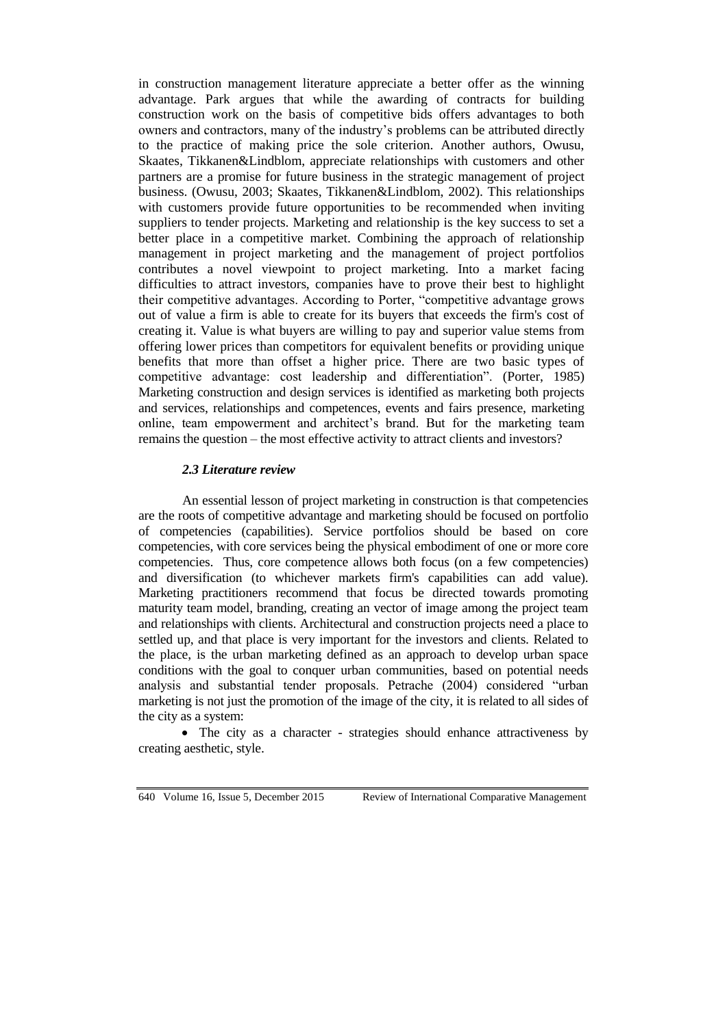in construction management literature appreciate a better offer as the winning advantage. Park argues that while the awarding of contracts for building construction work on the basis of competitive bids offers advantages to both owners and contractors, many of the industry's problems can be attributed directly to the practice of making price the sole criterion. Another authors, Owusu, Skaates, Tikkanen&Lindblom, appreciate relationships with customers and other partners are a promise for future business in the strategic management of project business. (Owusu, 2003; Skaates, Tikkanen&Lindblom, 2002). This relationships with customers provide future opportunities to be recommended when inviting suppliers to tender projects. Marketing and relationship is the key success to set a better place in a competitive market. Combining the approach of relationship management in project marketing and the management of project portfolios contributes a novel viewpoint to project marketing. Into a market facing difficulties to attract investors, companies have to prove their best to highlight their competitive advantages. According to Porter, "competitive advantage grows out of value a firm is able to create for its buyers that exceeds the firm's cost of creating it. Value is what buyers are willing to pay and superior value stems from offering lower prices than competitors for equivalent benefits or providing unique benefits that more than offset a higher price. There are two basic types of competitive advantage: cost leadership and differentiation". (Porter, 1985) Marketing construction and design services is identified as marketing both projects and services, relationships and competences, events and fairs presence, marketing online, team empowerment and architect's brand. But for the marketing team remains the question – the most effective activity to attract clients and investors?

### *2.3 Literature review*

An essential lesson of project marketing in construction is that competencies are the roots of competitive advantage and marketing should be focused on portfolio of competencies (capabilities). Service portfolios should be based on core competencies, with core services being the physical embodiment of one or more core competencies. Thus, core competence allows both focus (on a few competencies) and diversification (to whichever markets firm's capabilities can add value). Marketing practitioners recommend that focus be directed towards promoting maturity team model, branding, creating an vector of image among the project team and relationships with clients. Architectural and construction projects need a place to settled up, and that place is very important for the investors and clients. Related to the place, is the urban marketing defined as an approach to develop urban space conditions with the goal to conquer urban communities, based on potential needs analysis and substantial tender proposals. Petrache (2004) considered "urban marketing is not just the promotion of the image of the city, it is related to all sides of the city as a system:

- The city as a character - strategies should enhance attractiveness by creating aesthetic, style.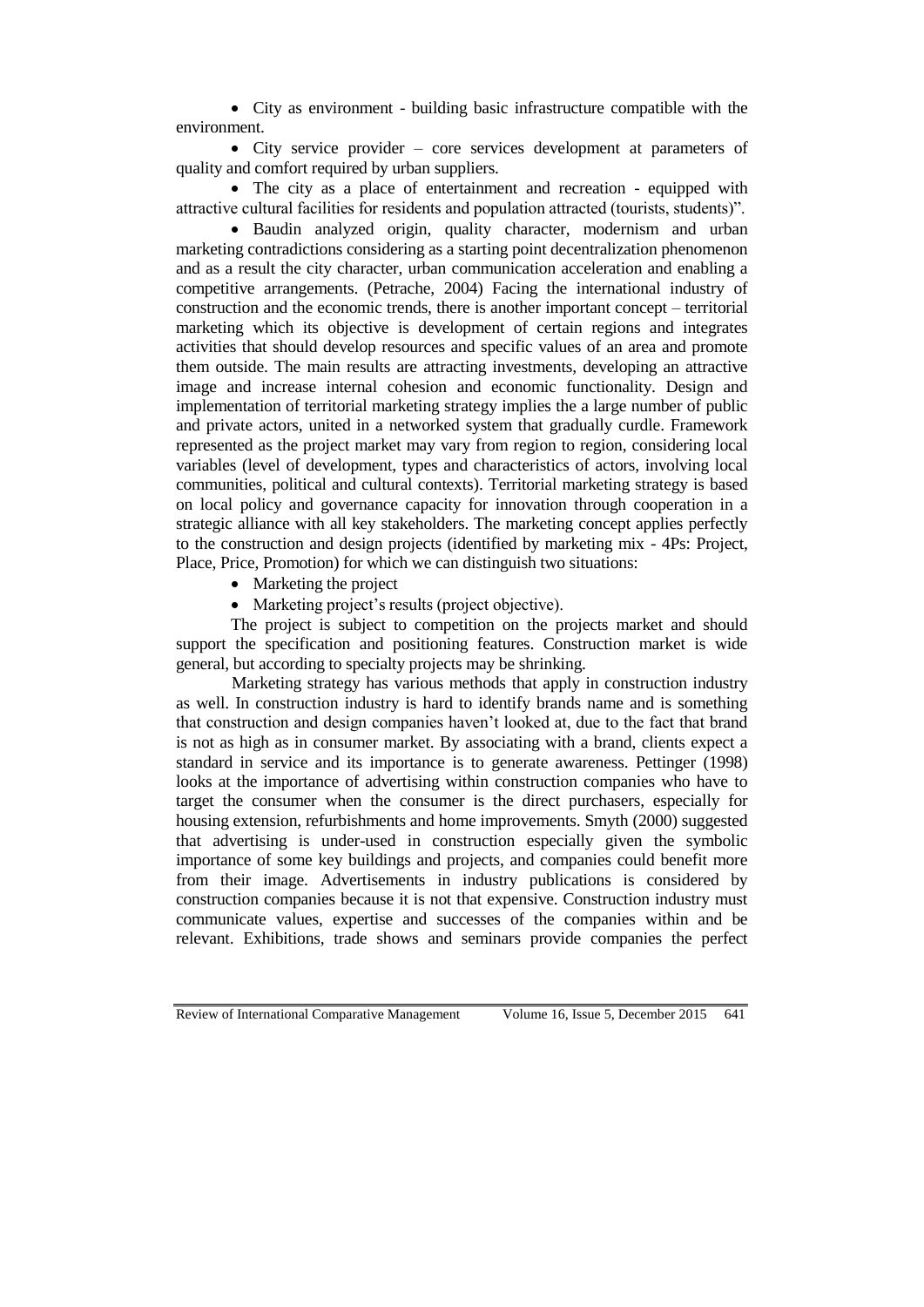- City as environment - building basic infrastructure compatible with the environment.
- City service provider – core services development at parameters of quality and comfort required by urban suppliers.
- The city as a place of entertainment and recreation - equipped with attractive cultural facilities for residents and population attracted (tourists, students)".
- Baudin analyzed origin, quality character, modernism and urban marketing contradictions considering as a starting point decentralization phenomenon and as a result the city character, urban communication acceleration and enabling a competitive arrangements. (Petrache, 2004) Facing the international industry of construction and the economic trends, there is another important concept – territorial marketing which its objective is development of certain regions and integrates activities that should develop resources and specific values of an area and promote them outside. The main results are attracting investments, developing an attractive image and increase internal cohesion and economic functionality. Design and implementation of territorial marketing strategy implies the a large number of public and private actors, united in a networked system that gradually curdle. Framework represented as the project market may vary from region to region, considering local variables (level of development, types and characteristics of actors, involving local communities, political and cultural contexts). Territorial marketing strategy is based on local policy and governance capacity for innovation through cooperation in a strategic alliance with all key stakeholders. The marketing concept applies perfectly to the construction and design projects (identified by marketing mix - 4Ps: Project, Place, Price, Promotion) for which we can distinguish two situations:
  - Marketing the project
  - Marketing project's results (project objective).

The project is subject to competition on the projects market and should support the specification and positioning features. Construction market is wide general, but according to specialty projects may be shrinking.

Marketing strategy has various methods that apply in construction industry as well. In construction industry is hard to identify brands name and is something that construction and design companies haven't looked at, due to the fact that brand is not as high as in consumer market. By associating with a brand, clients expect a standard in service and its importance is to generate awareness. Pettinger (1998) looks at the importance of advertising within construction companies who have to target the consumer when the consumer is the direct purchasers, especially for housing extension, refurbishments and home improvements. Smyth (2000) suggested that advertising is under-used in construction especially given the symbolic importance of some key buildings and projects, and companies could benefit more from their image. Advertisements in industry publications is considered by construction companies because it is not that expensive. Construction industry must communicate values, expertise and successes of the companies within and be relevant. Exhibitions, trade shows and seminars provide companies the perfect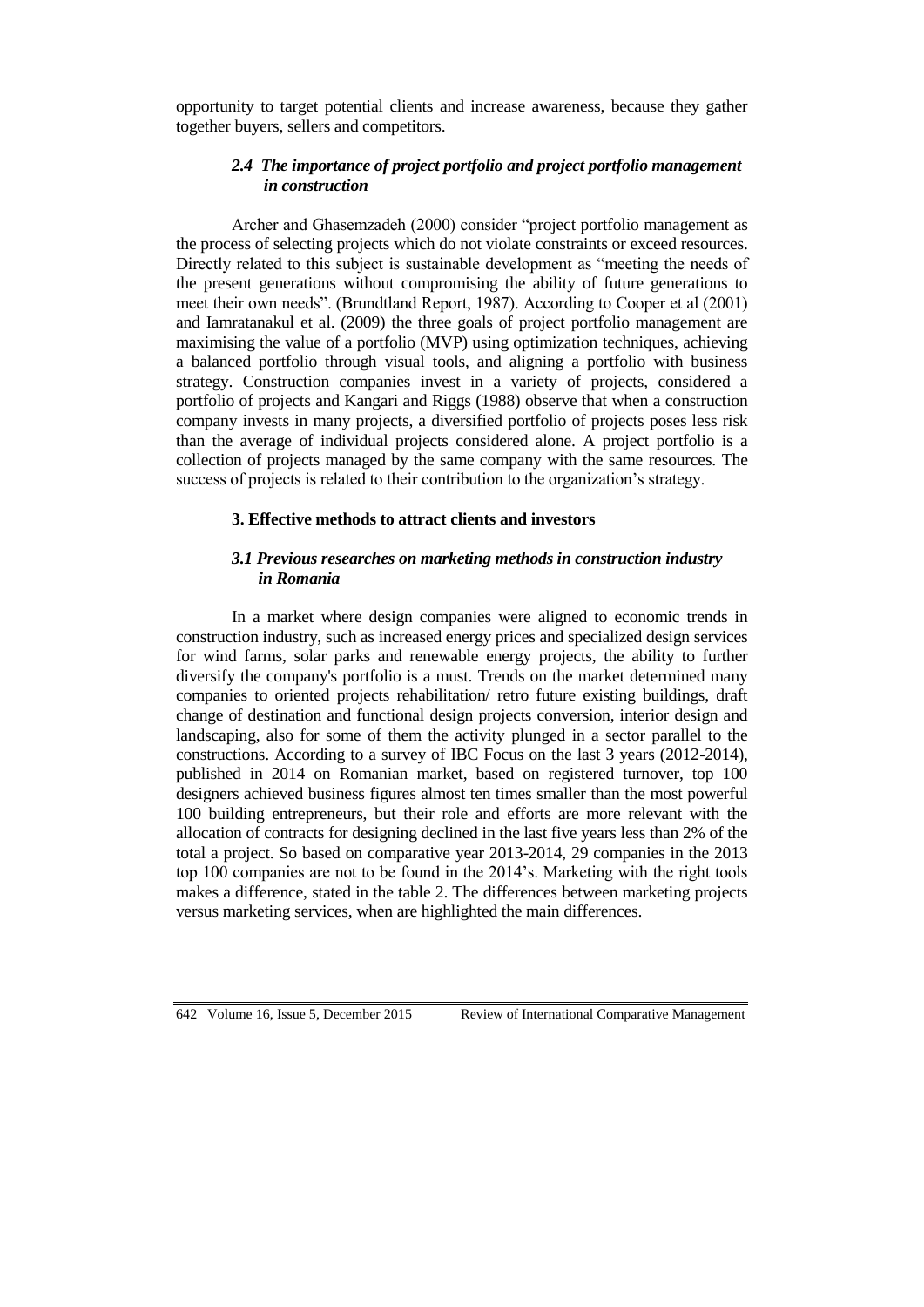opportunity to target potential clients and increase awareness, because they gather together buyers, sellers and competitors.

### *2.4 The importance of project portfolio and project portfolio management in construction*

Archer and Ghasemzadeh (2000) consider "project portfolio management as the process of selecting projects which do not violate constraints or exceed resources. Directly related to this subject is sustainable development as "meeting the needs of the present generations without compromising the ability of future generations to meet their own needs". (Brundtland Report, 1987). According to Cooper et al (2001) and Iamratanakul et al. (2009) the three goals of project portfolio management are maximising the value of a portfolio (MVP) using optimization techniques, achieving a balanced portfolio through visual tools, and aligning a portfolio with business strategy. Construction companies invest in a variety of projects, considered a portfolio of projects and Kangari and Riggs (1988) observe that when a construction company invests in many projects, a diversified portfolio of projects poses less risk than the average of individual projects considered alone. A project portfolio is a collection of projects managed by the same company with the same resources. The success of projects is related to their contribution to the organization's strategy.

## 3. Effective methods to attract clients and investors

### *3.1 Previous researches on marketing methods in construction industry in Romania*

In a market where design companies were aligned to economic trends in construction industry, such as increased energy prices and specialized design services for wind farms, solar parks and renewable energy projects, the ability to further diversify the company's portfolio is a must. Trends on the market determined many companies to oriented projects rehabilitation/ retro future existing buildings, draft change of destination and functional design projects conversion, interior design and landscaping, also for some of them the activity plunged in a sector parallel to the constructions. According to a survey of IBC Focus on the last 3 years (2012-2014), published in 2014 on Romanian market, based on registered turnover, top 100 designers achieved business figures almost ten times smaller than the most powerful 100 building entrepreneurs, but their role and efforts are more relevant with the allocation of contracts for designing declined in the last five years less than 2% of the total a project. So based on comparative year 2013-2014, 29 companies in the 2013 top 100 companies are not to be found in the 2014's. Marketing with the right tools makes a difference, stated in the table 2. The differences between marketing projects versus marketing services, when are highlighted the main differences.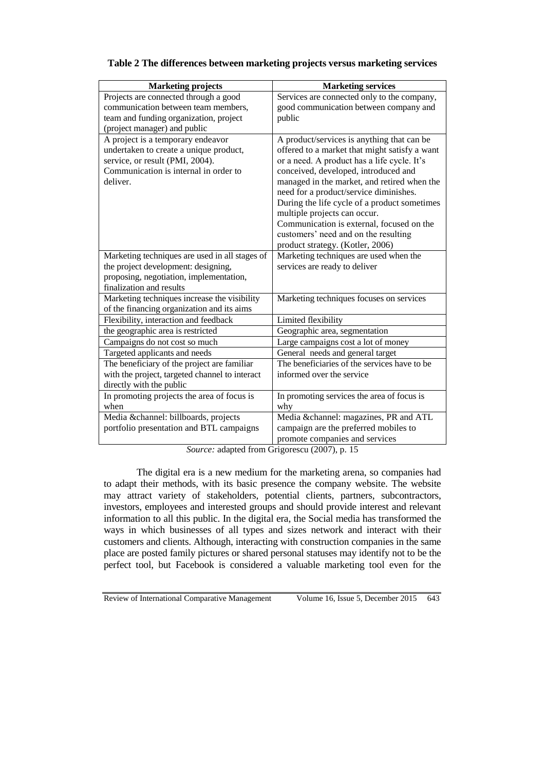**Table 2 The differences between marketing projects versus marketing services**

| Marketing projects | Marketing services |
|---|---|
| Projects are connected through a good communication between team members, team and funding organization, project (project manager) and public | Services are connected only to the company, good communication between company and public |
| A project is a temporary endeavor undertaken to create a unique product, service, or result (PMI, 2004). Communication is internal in order to deliver. | A product/services is anything that can be offered to a market that might satisfy a want or a need. A product has a life cycle. It's conceived, developed, introduced and managed in the market, and retired when the need for a product/service diminishes. During the life cycle of a product sometimes multiple projects can occur. Communication is external, focused on the customers' need and on the resulting product strategy. (Kotler, 2006) |
| Marketing techniques are used in all stages of the project development: designing, proposing, negotiation, implementation, finalization and results | Marketing techniques are used when the services are ready to deliver |
| Marketing techniques increase the visibility of the financing organization and its aims | Marketing techniques focuses on services |
| Flexibility, interaction and feedback | Limited flexibility |
| the geographic area is restricted | Geographic area, segmentation |
| Campaigns do not cost so much | Large campaigns cost a lot of money |
| Targeted applicants and needs | General needs and general target |
| The beneficiary of the project are familiar with the project, targeted channel to interact directly with the public | The beneficiaries of the services have to be informed over the service |
| In promoting projects the area of focus is when | In promoting services the area of focus is why |
| Media &channel: billboards, projects portfolio presentation and BTL campaigns | Media &channel: magazines, PR and ATL campaign are the preferred mobiles to promote companies and services |

*Source:* adapted from Grigorescu (2007), p. 15

The digital era is a new medium for the marketing arena, so companies had to adapt their methods, with its basic presence the company website. The website may attract variety of stakeholders, potential clients, partners, subcontractors, investors, employees and interested groups and should provide interest and relevant information to all this public. In the digital era, the Social media has transformed the ways in which businesses of all types and sizes network and interact with their customers and clients. Although, interacting with construction companies in the same place are posted family pictures or shared personal statuses may identify not to be the perfect tool, but Facebook is considered a valuable marketing tool even for the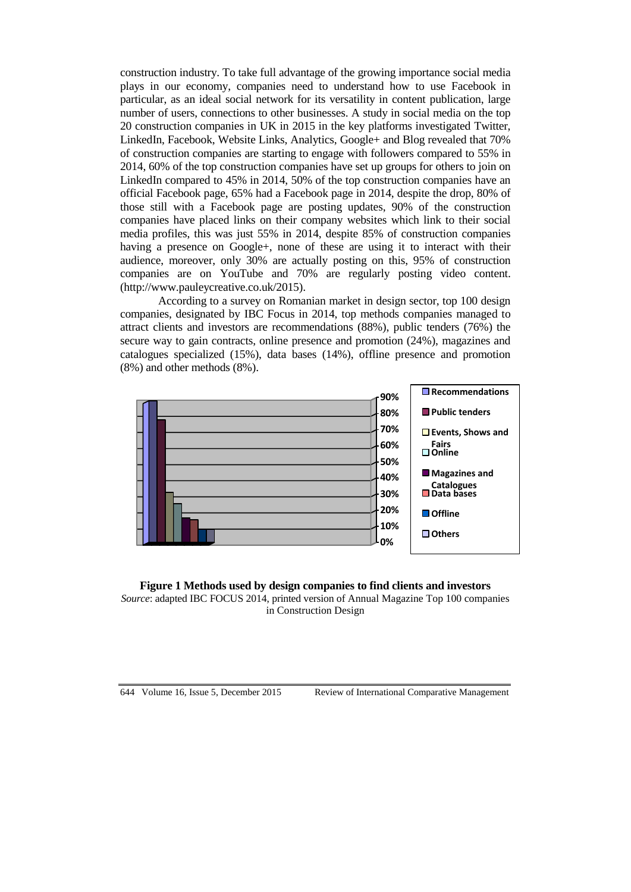construction industry. To take full advantage of the growing importance social media plays in our economy, companies need to understand how to use Facebook in particular, as an ideal social network for its versatility in content publication, large number of users, connections to other businesses. A study in social media on the top 20 construction companies in UK in 2015 in the key platforms investigated Twitter, LinkedIn, Facebook, Website Links, Analytics, Google+ and Blog revealed that 70% of construction companies are starting to engage with followers compared to 55% in 2014, 60% of the top construction companies have set up groups for others to join on LinkedIn compared to 45% in 2014, 50% of the top construction companies have an official Facebook page, 65% had a Facebook page in 2014, despite the drop, 80% of those still with a Facebook page are posting updates, 90% of the construction companies have placed links on their company websites which link to their social media profiles, this was just 55% in 2014, despite 85% of construction companies having a presence on Google+, none of these are using it to interact with their audience, moreover, only 30% are actually posting on this, 95% of construction companies are on YouTube and 70% are regularly posting video content. (http://www.pauleycreative.co.uk/2015).

According to a survey on Romanian market in design sector, top 100 design companies, designated by IBC Focus in 2014, top methods companies managed to attract clients and investors are recommendations (88%), public tenders (76%) the secure way to gain contracts, online presence and promotion (24%), magazines and catalogues specialized (15%), data bases (14%), offline presence and promotion (8%) and other methods (8%).

**Figure 1 Methods used by design companies to find clients and investors**

*Source*: adapted IBC FOCUS 2014, printed version of Annual Magazine Top 100 companies in Construction Design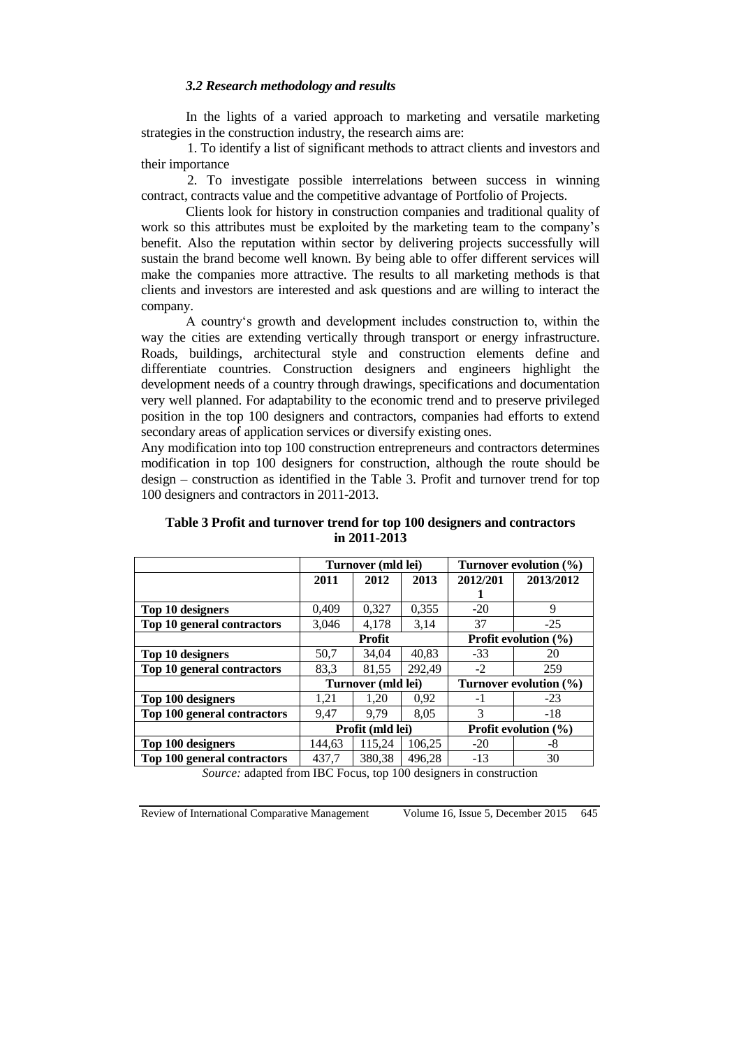### *3.2 Research methodology and results*

In the lights of a varied approach to marketing and versatile marketing strategies in the construction industry, the research aims are:

1. To identify a list of significant methods to attract clients and investors and their importance

2. To investigate possible interrelations between success in winning contract, contracts value and the competitive advantage of Portfolio of Projects.

Clients look for history in construction companies and traditional quality of work so this attributes must be exploited by the marketing team to the company's benefit. Also the reputation within sector by delivering projects successfully will sustain the brand become well known. By being able to offer different services will make the companies more attractive. The results to all marketing methods is that clients and investors are interested and ask questions and are willing to interact the company.

A country's growth and development includes construction to, within the way the cities are extending vertically through transport or energy infrastructure. Roads, buildings, architectural style and construction elements define and differentiate countries. Construction designers and engineers highlight the development needs of a country through drawings, specifications and documentation very well planned. For adaptability to the economic trend and to preserve privileged position in the top 100 designers and contractors, companies had efforts to extend secondary areas of application services or diversify existing ones.

Any modification into top 100 construction entrepreneurs and contractors determines modification in top 100 designers for construction, although the route should be design – construction as identified in the Table 3. Profit and turnover trend for top 100 designers and contractors in 2011-2013.

**Table 3 Profit and turnover trend for top 100 designers and contractors in 2011-2013**

| | Turnover (mld lei) | | | Turnover evolution (%) | |
|---|---|---|---|---|---|
| | **2011** | **2012** | **2013** | **2012/2011** | **2013/2012** |
| **Top 10 designers** | 0,409 | 0,327 | 0,355 | -20 | 9 |
| **Top 10 general contractors** | 3,046 | 4,178 | 3,14 | 37 | -25 |
| | **Profit** | | | **Profit evolution (%)** | |
| **Top 10 designers** | 50,7 | 34,04 | 40,83 | -33 | 20 |
| **Top 10 general contractors** | 83,3 | 81,55 | 292,49 | -2 | 259 |
| | **Turnover (mld lei)** | | | **Turnover evolution (%)** | |
| **Top 100 designers** | 1,21 | 1,20 | 0,92 | -1 | -23 |
| **Top 100 general contractors** | 9,47 | 9,79 | 8,05 | 3 | -18 |
| | **Profit (mld lei)** | | | **Profit evolution (%)** | |
| **Top 100 designers** | 144,63 | 115,24 | 106,25 | -20 | -8 |
| **Top 100 general contractors** | 437,7 | 380,38 | 496,28 | -13 | 30 |

*Source:* adapted from IBC Focus, top 100 designers in construction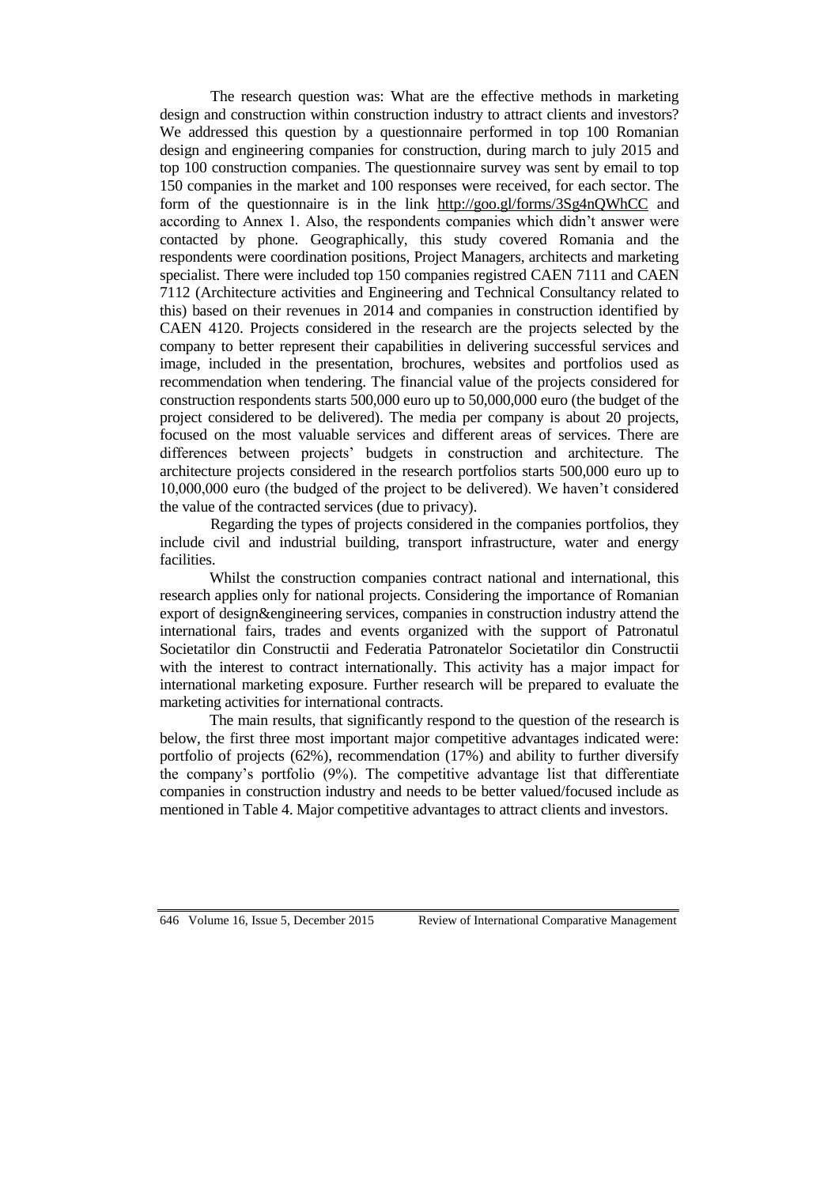The research question was: What are the effective methods in marketing design and construction within construction industry to attract clients and investors? We addressed this question by a questionnaire performed in top 100 Romanian design and engineering companies for construction, during march to july 2015 and top 100 construction companies. The questionnaire survey was sent by email to top 150 companies in the market and 100 responses were received, for each sector. The form of the questionnaire is in the link http://goo.gl/forms/3Sg4nQWhCC and according to Annex 1. Also, the respondents companies which didn't answer were contacted by phone. Geographically, this study covered Romania and the respondents were coordination positions, Project Managers, architects and marketing specialist. There were included top 150 companies registred CAEN 7111 and CAEN 7112 (Architecture activities and Engineering and Technical Consultancy related to this) based on their revenues in 2014 and companies in construction identified by CAEN 4120. Projects considered in the research are the projects selected by the company to better represent their capabilities in delivering successful services and image, included in the presentation, brochures, websites and portfolios used as recommendation when tendering. The financial value of the projects considered for construction respondents starts 500,000 euro up to 50,000,000 euro (the budget of the project considered to be delivered). The media per company is about 20 projects, focused on the most valuable services and different areas of services. There are differences between projects' budgets in construction and architecture. The architecture projects considered in the research portfolios starts 500,000 euro up to 10,000,000 euro (the budged of the project to be delivered). We haven't considered the value of the contracted services (due to privacy).

Regarding the types of projects considered in the companies portfolios, they include civil and industrial building, transport infrastructure, water and energy facilities.

Whilst the construction companies contract national and international, this research applies only for national projects. Considering the importance of Romanian export of design&engineering services, companies in construction industry attend the international fairs, trades and events organized with the support of Patronatul Societatilor din Constructii and Federatia Patronatelor Societatilor din Constructii with the interest to contract internationally. This activity has a major impact for international marketing exposure. Further research will be prepared to evaluate the marketing activities for international contracts.

The main results, that significantly respond to the question of the research is below, the first three most important major competitive advantages indicated were: portfolio of projects (62%), recommendation (17%) and ability to further diversify the company's portfolio (9%). The competitive advantage list that differentiate companies in construction industry and needs to be better valued/focused include as mentioned in Table 4. Major competitive advantages to attract clients and investors.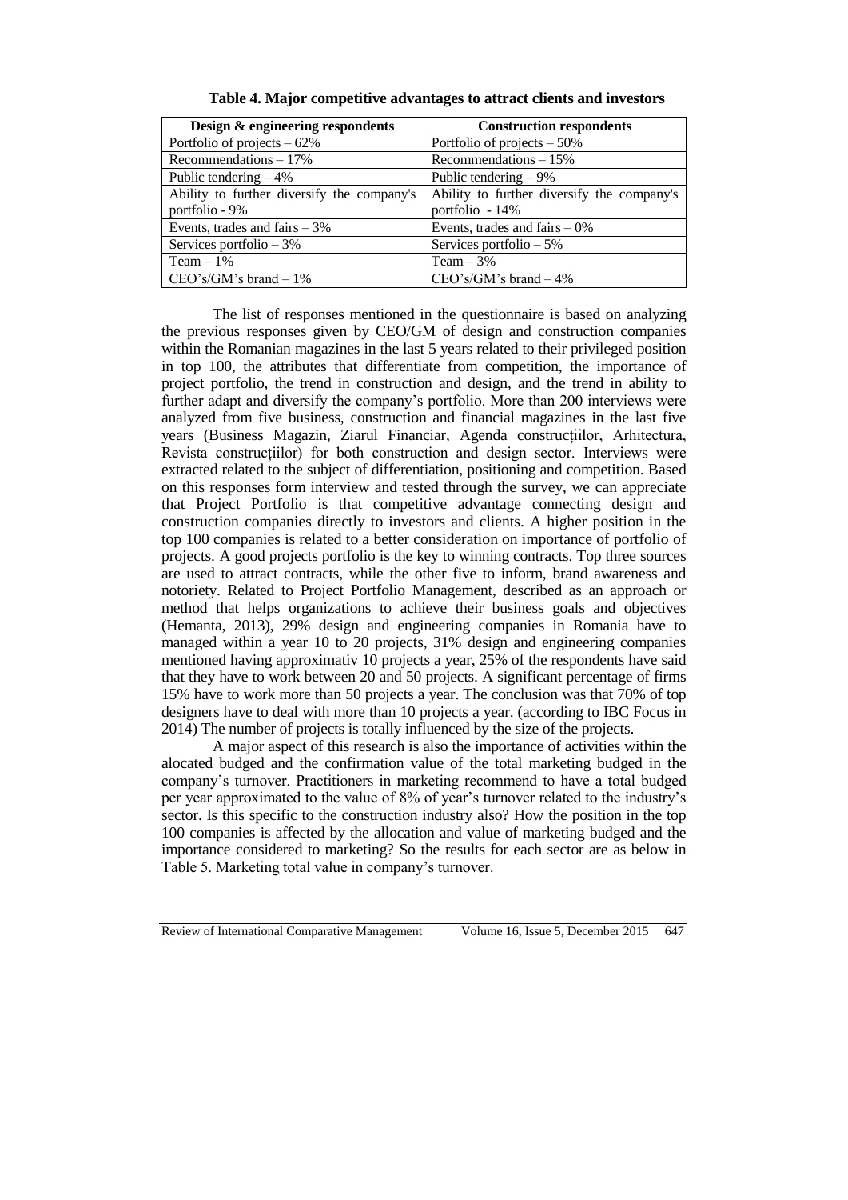**Table 4. Major competitive advantages to attract clients and investors**

| Design & engineering respondents | Construction respondents |
|---|---|
| Portfolio of projects – 62% | Portfolio of projects – 50% |
| Recommendations – 17% | Recommendations – 15% |
| Public tendering – 4% | Public tendering – 9% |
| Ability to further diversify the company's portfolio - 9% | Ability to further diversify the company's portfolio - 14% |
| Events, trades and fairs – 3% | Events, trades and fairs – 0% |
| Services portfolio – 3% | Services portfolio – 5% |
| Team – 1% | Team – 3% |
| CEO's/GM's brand – 1% | CEO's/GM's brand – 4% |

The list of responses mentioned in the questionnaire is based on analyzing the previous responses given by CEO/GM of design and construction companies within the Romanian magazines in the last 5 years related to their privileged position in top 100, the attributes that differentiate from competition, the importance of project portfolio, the trend in construction and design, and the trend in ability to further adapt and diversify the company's portfolio. More than 200 interviews were analyzed from five business, construction and financial magazines in the last five years (Business Magazin, Ziarul Financiar, Agenda construcțiilor, Arhitectura, Revista construcțiilor) for both construction and design sector. Interviews were extracted related to the subject of differentiation, positioning and competition. Based on this responses form interview and tested through the survey, we can appreciate that Project Portfolio is that competitive advantage connecting design and construction companies directly to investors and clients. A higher position in the top 100 companies is related to a better consideration on importance of portfolio of projects. A good projects portfolio is the key to winning contracts. Top three sources are used to attract contracts, while the other five to inform, brand awareness and notoriety. Related to Project Portfolio Management, described as an approach or method that helps organizations to achieve their business goals and objectives (Hemanta, 2013), 29% design and engineering companies in Romania have to managed within a year 10 to 20 projects, 31% design and engineering companies mentioned having approximativ 10 projects a year, 25% of the respondents have said that they have to work between 20 and 50 projects. A significant percentage of firms 15% have to work more than 50 projects a year. The conclusion was that 70% of top designers have to deal with more than 10 projects a year. (according to IBC Focus in 2014) The number of projects is totally influenced by the size of the projects.

A major aspect of this research is also the importance of activities within the alocated budged and the confirmation value of the total marketing budged in the company's turnover. Practitioners in marketing recommend to have a total budged per year approximated to the value of 8% of year's turnover related to the industry's sector. Is this specific to the construction industry also? How the position in the top 100 companies is affected by the allocation and value of marketing budged and the importance considered to marketing? So the results for each sector are as below in Table 5. Marketing total value in company's turnover.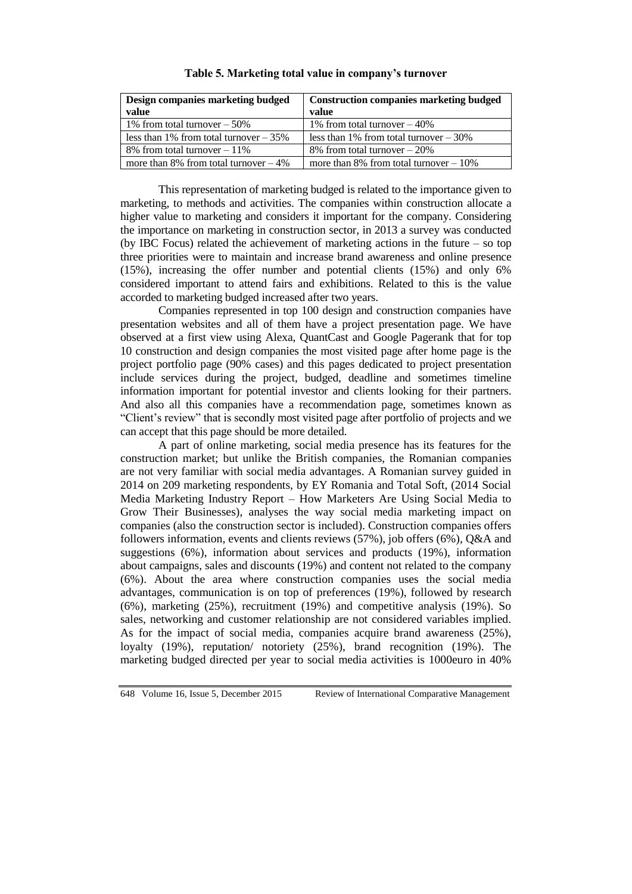**Table 5. Marketing total value in company's turnover**

| Design companies marketing budged value | Construction companies marketing budged value |
|---|---|
| 1% from total turnover – 50% | 1% from total turnover – 40% |
| less than 1% from total turnover – 35% | less than 1% from total turnover – 30% |
| 8% from total turnover – 11% | 8% from total turnover – 20% |
| more than 8% from total turnover – 4% | more than 8% from total turnover – 10% |

This representation of marketing budged is related to the importance given to marketing, to methods and activities. The companies within construction allocate a higher value to marketing and considers it important for the company. Considering the importance on marketing in construction sector, in 2013 a survey was conducted (by IBC Focus) related the achievement of marketing actions in the future – so top three priorities were to maintain and increase brand awareness and online presence (15%), increasing the offer number and potential clients (15%) and only 6% considered important to attend fairs and exhibitions. Related to this is the value accorded to marketing budged increased after two years.

Companies represented in top 100 design and construction companies have presentation websites and all of them have a project presentation page. We have observed at a first view using Alexa, QuantCast and Google Pagerank that for top 10 construction and design companies the most visited page after home page is the project portfolio page (90% cases) and this pages dedicated to project presentation include services during the project, budged, deadline and sometimes timeline information important for potential investor and clients looking for their partners. And also all this companies have a recommendation page, sometimes known as "Client's review" that is secondly most visited page after portfolio of projects and we can accept that this page should be more detailed.

A part of online marketing, social media presence has its features for the construction market; but unlike the British companies, the Romanian companies are not very familiar with social media advantages. A Romanian survey guided in 2014 on 209 marketing respondents, by EY Romania and Total Soft, (2014 Social Media Marketing Industry Report – How Marketers Are Using Social Media to Grow Their Businesses), analyses the way social media marketing impact on companies (also the construction sector is included). Construction companies offers followers information, events and clients reviews (57%), job offers (6%), Q&A and suggestions (6%), information about services and products (19%), information about campaigns, sales and discounts (19%) and content not related to the company (6%). About the area where construction companies uses the social media advantages, communication is on top of preferences (19%), followed by research (6%), marketing (25%), recruitment (19%) and competitive analysis (19%). So sales, networking and customer relationship are not considered variables implied. As for the impact of social media, companies acquire brand awareness (25%), loyalty (19%), reputation/ notoriety (25%), brand recognition (19%). The marketing budged directed per year to social media activities is 1000euro in 40%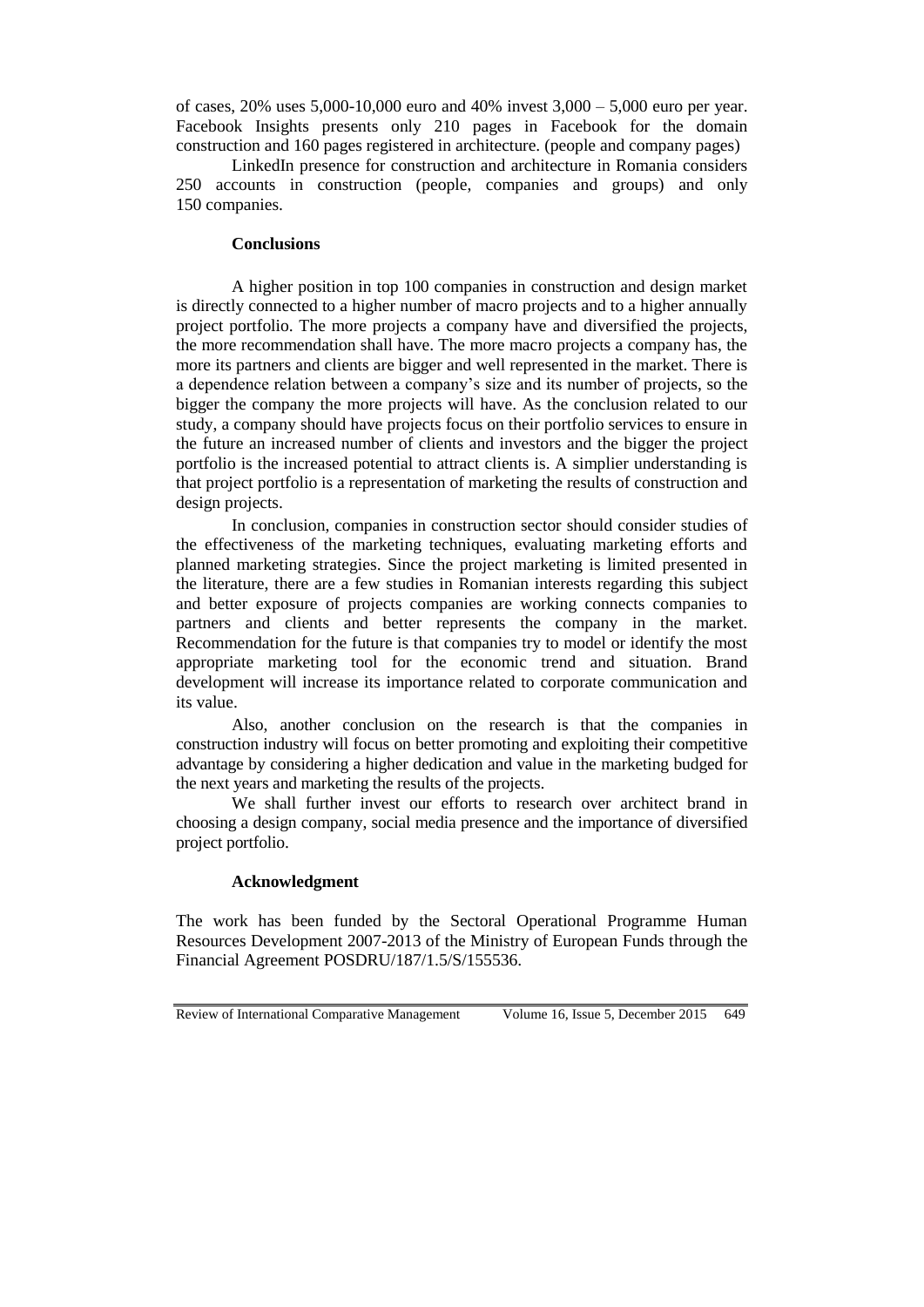of cases, 20% uses 5,000-10,000 euro and 40% invest 3,000 – 5,000 euro per year. Facebook Insights presents only 210 pages in Facebook for the domain construction and 160 pages registered in architecture. (people and company pages)

LinkedIn presence for construction and architecture in Romania considers 250 accounts in construction (people, companies and groups) and only 150 companies.

## Conclusions

A higher position in top 100 companies in construction and design market is directly connected to a higher number of macro projects and to a higher annually project portfolio. The more projects a company have and diversified the projects, the more recommendation shall have. The more macro projects a company has, the more its partners and clients are bigger and well represented in the market. There is a dependence relation between a company's size and its number of projects, so the bigger the company the more projects will have. As the conclusion related to our study, a company should have projects focus on their portfolio services to ensure in the future an increased number of clients and investors and the bigger the project portfolio is the increased potential to attract clients is. A simplier understanding is that project portfolio is a representation of marketing the results of construction and design projects.

In conclusion, companies in construction sector should consider studies of the effectiveness of the marketing techniques, evaluating marketing efforts and planned marketing strategies. Since the project marketing is limited presented in the literature, there are a few studies in Romanian interests regarding this subject and better exposure of projects companies are working connects companies to partners and clients and better represents the company in the market. Recommendation for the future is that companies try to model or identify the most appropriate marketing tool for the economic trend and situation. Brand development will increase its importance related to corporate communication and its value.

Also, another conclusion on the research is that the companies in construction industry will focus on better promoting and exploiting their competitive advantage by considering a higher dedication and value in the marketing budged for the next years and marketing the results of the projects.

We shall further invest our efforts to research over architect brand in choosing a design company, social media presence and the importance of diversified project portfolio.

## Acknowledgment

The work has been funded by the Sectoral Operational Programme Human Resources Development 2007-2013 of the Ministry of European Funds through the Financial Agreement POSDRU/187/1.5/S/155536.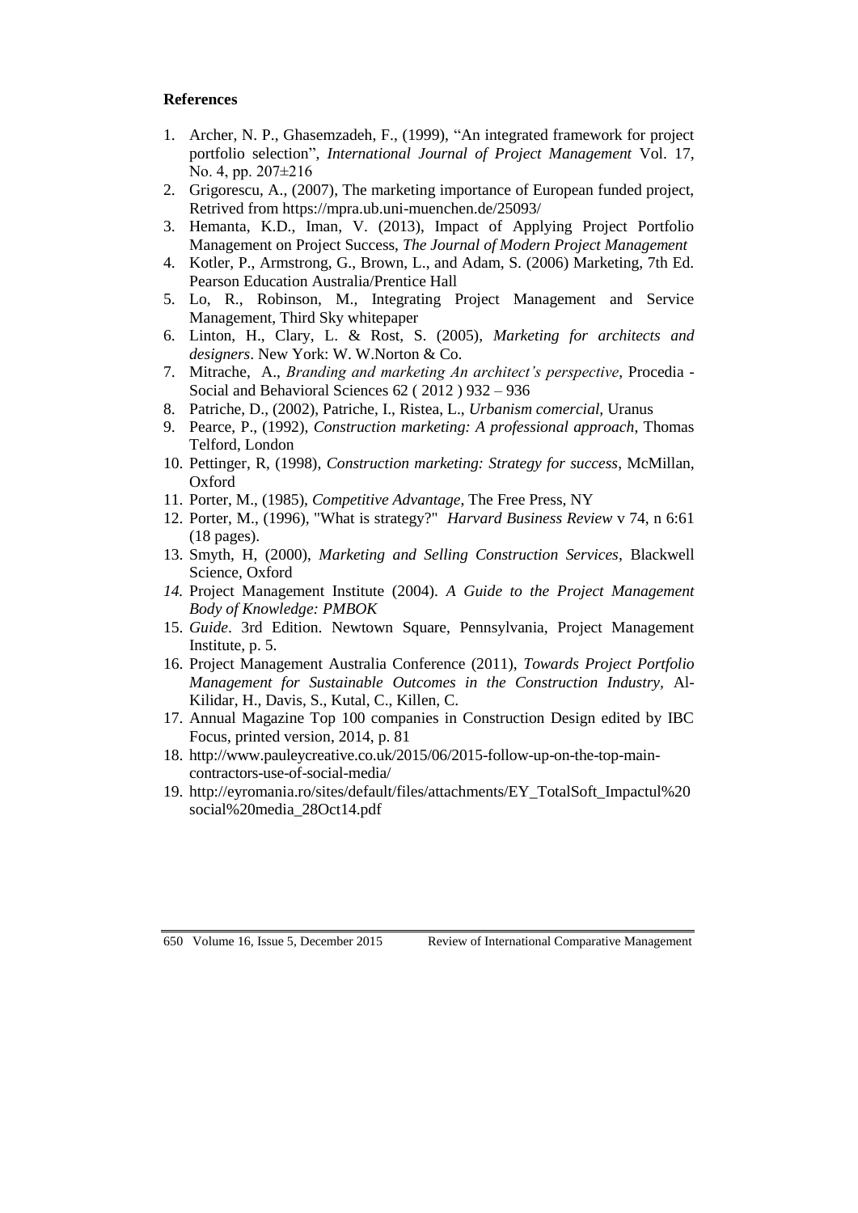**References**

1. Archer, N. P., Ghasemzadeh, F., (1999), "An integrated framework for project portfolio selection", *International Journal of Project Management* Vol. 17, No. 4, pp. 207±216
2. Grigorescu, A., (2007), The marketing importance of European funded project, Retrived from https://mpra.ub.uni-muenchen.de/25093/
3. Hemanta, K.D., Iman, V. (2013), Impact of Applying Project Portfolio Management on Project Success, *The Journal of Modern Project Management*
4. Kotler, P., Armstrong, G., Brown, L., and Adam, S. (2006) Marketing, 7th Ed. Pearson Education Australia/Prentice Hall
5. Lo, R., Robinson, M., Integrating Project Management and Service Management, Third Sky whitepaper
6. Linton, H., Clary, L. & Rost, S. (2005), *Marketing for architects and designers*. New York: W. W.Norton & Co.
7. Mitrache, A., *Branding and marketing An architect's perspective*, Procedia - Social and Behavioral Sciences 62 ( 2012 ) 932 – 936
8. Patriche, D., (2002), Patriche, I., Ristea, L., *Urbanism comercial*, Uranus
9. Pearce, P., (1992), *Construction marketing: A professional approach*, Thomas Telford, London
10. Pettinger, R, (1998), *Construction marketing: Strategy for success*, McMillan, Oxford
11. Porter, M., (1985), *Competitive Advantage*, The Free Press, NY
12. Porter, M., (1996), "What is strategy?" *Harvard Business Review* v 74, n 6:61 (18 pages).
13. Smyth, H, (2000), *Marketing and Selling Construction Services*, Blackwell Science, Oxford
14. Project Management Institute (2004). *A Guide to the Project Management Body of Knowledge: PMBOK*
15. *Guide*. 3rd Edition. Newtown Square, Pennsylvania, Project Management Institute, p. 5.
16. Project Management Australia Conference (2011), *Towards Project Portfolio Management for Sustainable Outcomes in the Construction Industry*, Al-Kilidar, H., Davis, S., Kutal, C., Killen, C.
17. Annual Magazine Top 100 companies in Construction Design edited by IBC Focus, printed version, 2014, p. 81
18. http://www.pauleycreative.co.uk/2015/06/2015-follow-up-on-the-top-main-contractors-use-of-social-media/
19. http://eyromania.ro/sites/default/files/attachments/EY_TotalSoft_Impactul%20social%20media_28Oct14.pdf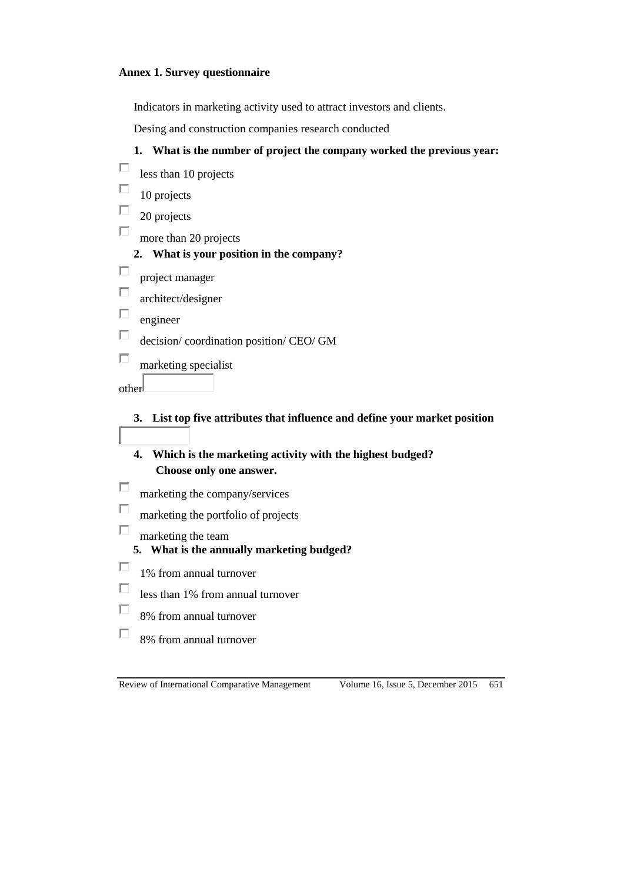**Annex 1. Survey questionnaire**

Indicators in marketing activity used to attract investors and clients.

Desing and construction companies research conducted

1. **What is the number of project the company worked the previous year:**

- ☐ less than 10 projects
- ☐ 10 projects
- ☐ 20 projects
- ☐ more than 20 projects

2. **What is your position in the company?**

- ☐ project manager
- ☐ architect/designer
- ☐ engineer
- ☐ decision/ coordination position/ CEO/ GM
- ☐ marketing specialist

other ______

3. **List top five attributes that influence and define your market position**

______

4. **Which is the marketing activity with the highest budged? Choose only one answer.**

- ☐ marketing the company/services
- ☐ marketing the portfolio of projects
- ☐ marketing the team

5. **What is the annually marketing budged?**

- ☐ 1% from annual turnover
- ☐ less than 1% from annual turnover
- ☐ 8% from annual turnover
- ☐ 8% from annual turnover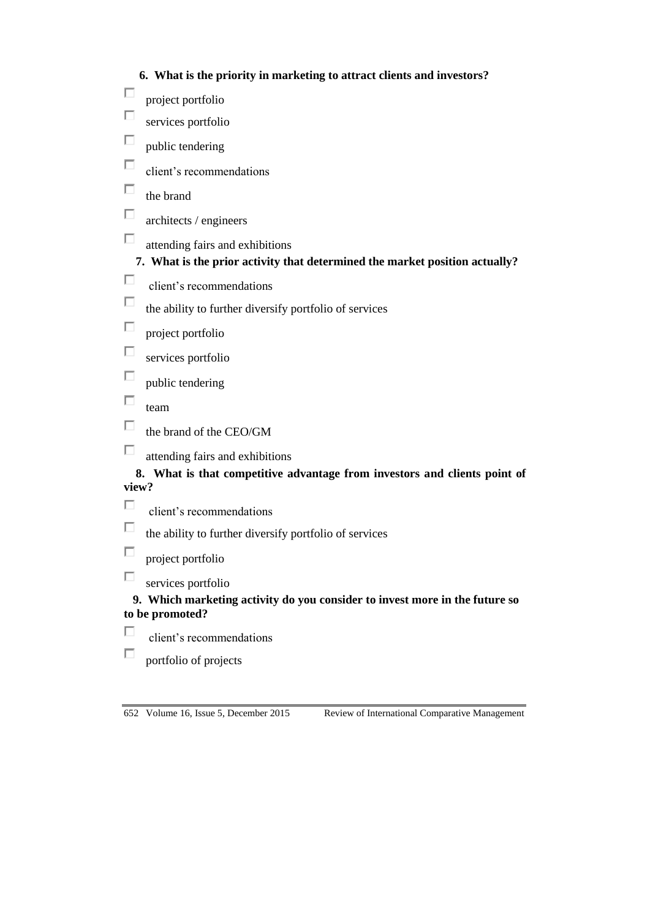**6. What is the priority in marketing to attract clients and investors?**

- ☐ project portfolio
- ☐ services portfolio
- ☐ public tendering
- ☐ client's recommendations
- ☐ the brand
- ☐ architects / engineers
- ☐ attending fairs and exhibitions

**7. What is the prior activity that determined the market position actually?**

- ☐ client's recommendations
- ☐ the ability to further diversify portfolio of services
- ☐ project portfolio
- ☐ services portfolio
- ☐ public tendering
- ☐ team
- ☐ the brand of the CEO/GM
- ☐ attending fairs and exhibitions

**8. What is that competitive advantage from investors and clients point of view?**

- ☐ client's recommendations
- ☐ the ability to further diversify portfolio of services
- ☐ project portfolio
- ☐ services portfolio

**9. Which marketing activity do you consider to invest more in the future so to be promoted?**

- ☐ client's recommendations
- ☐ portfolio of projects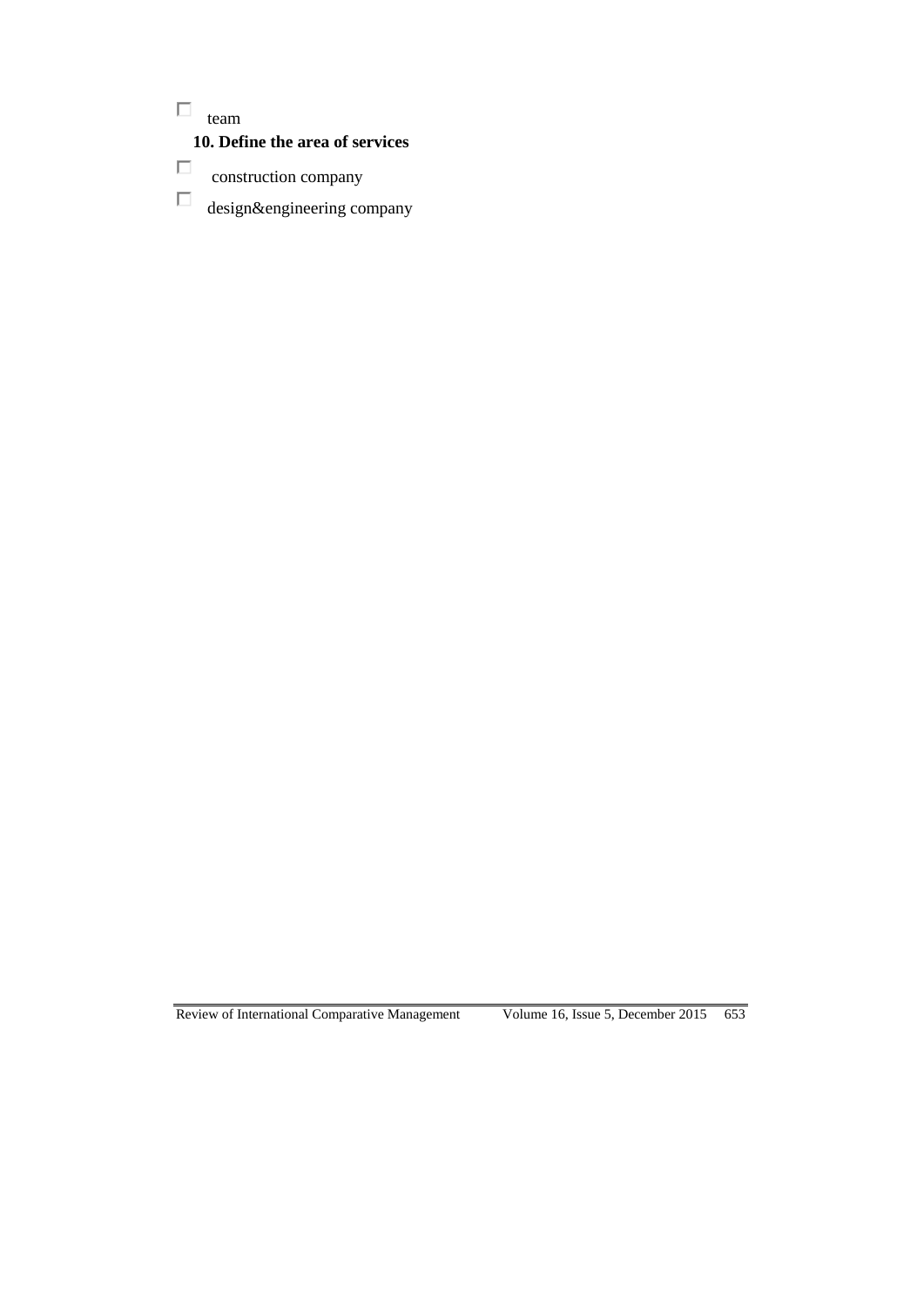- [ ] team

**10. Define the area of services**

- [ ] construction company
- [ ] design&engineering company